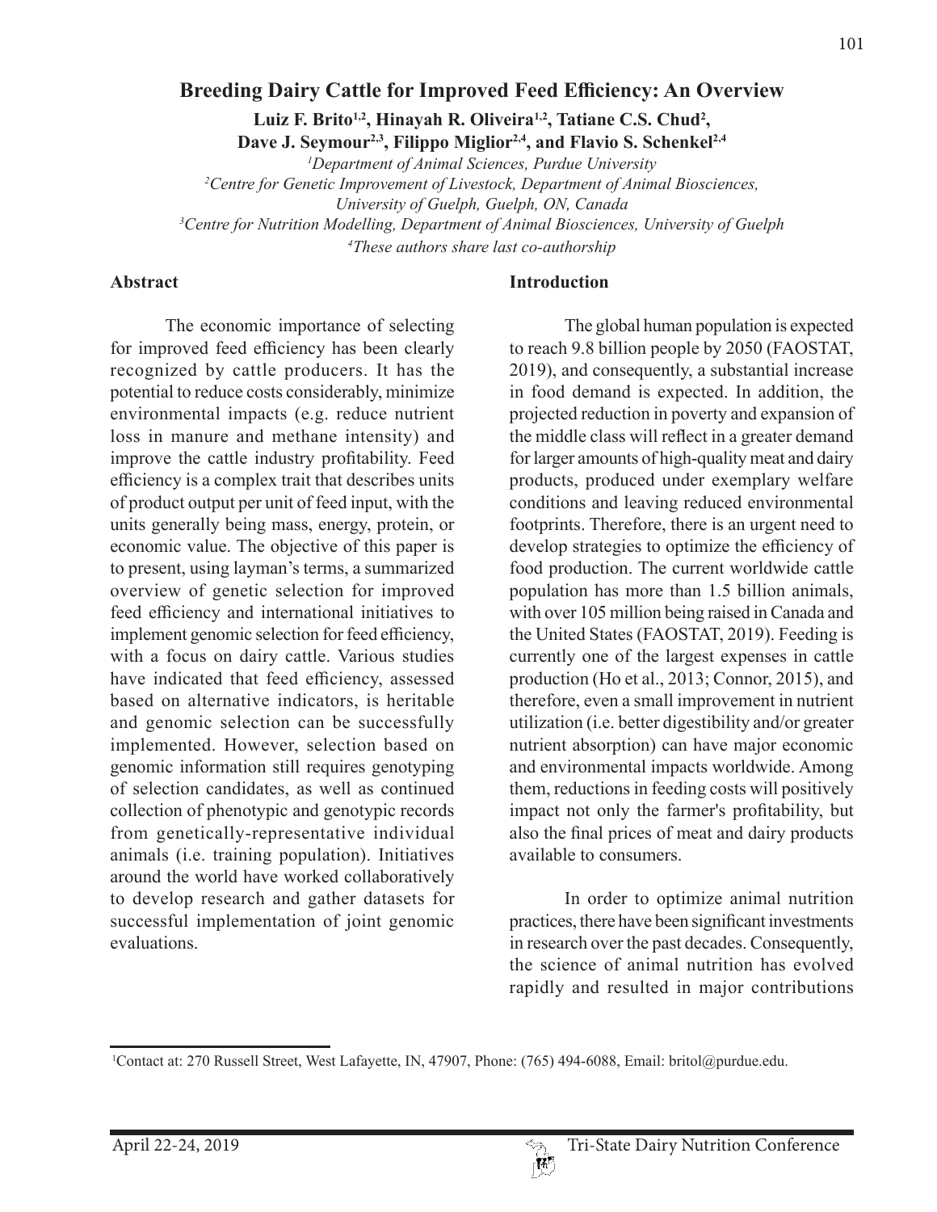# Breeding Dairy Cattle for Improved Feed Efficiency: An Overview

**Luiz F. Brito[1,2], Hinayah R. Oliveira[1,2], Tatiane C.S. Chud[2], Dave J. Seymour[2,3], Filippo Miglior[2,4], and Flavio S. Schenkel[2,4]**

*[1]Department of Animal Sciences, Purdue University*
*[2]Centre for Genetic Improvement of Livestock, Department of Animal Biosciences, University of Guelph, Guelph, ON, Canada*
*[3]Centre for Nutrition Modelling, Department of Animal Biosciences, University of Guelph*
*[4]These authors share last co-authorship*

## Abstract

The economic importance of selecting for improved feed efficiency has been clearly recognized by cattle producers. It has the potential to reduce costs considerably, minimize environmental impacts (e.g. reduce nutrient loss in manure and methane intensity) and improve the cattle industry profitability. Feed efficiency is a complex trait that describes units of product output per unit of feed input, with the units generally being mass, energy, protein, or economic value. The objective of this paper is to present, using layman's terms, a summarized overview of genetic selection for improved feed efficiency and international initiatives to implement genomic selection for feed efficiency, with a focus on dairy cattle. Various studies have indicated that feed efficiency, assessed based on alternative indicators, is heritable and genomic selection can be successfully implemented. However, selection based on genomic information still requires genotyping of selection candidates, as well as continued collection of phenotypic and genotypic records from genetically-representative individual animals (i.e. training population). Initiatives around the world have worked collaboratively to develop research and gather datasets for successful implementation of joint genomic evaluations.

## Introduction

The global human population is expected to reach 9.8 billion people by 2050 (FAOSTAT, 2019), and consequently, a substantial increase in food demand is expected. In addition, the projected reduction in poverty and expansion of the middle class will reflect in a greater demand for larger amounts of high-quality meat and dairy products, produced under exemplary welfare conditions and leaving reduced environmental footprints. Therefore, there is an urgent need to develop strategies to optimize the efficiency of food production. The current worldwide cattle population has more than 1.5 billion animals, with over 105 million being raised in Canada and the United States (FAOSTAT, 2019). Feeding is currently one of the largest expenses in cattle production (Ho et al., 2013; Connor, 2015), and therefore, even a small improvement in nutrient utilization (i.e. better digestibility and/or greater nutrient absorption) can have major economic and environmental impacts worldwide. Among them, reductions in feeding costs will positively impact not only the farmer's profitability, but also the final prices of meat and dairy products available to consumers.

In order to optimize animal nutrition practices, there have been significant investments in research over the past decades. Consequently, the science of animal nutrition has evolved rapidly and resulted in major contributions

[1]Contact at: 270 Russell Street, West Lafayette, IN, 47907, Phone: (765) 494-6088, Email: britol@purdue.edu.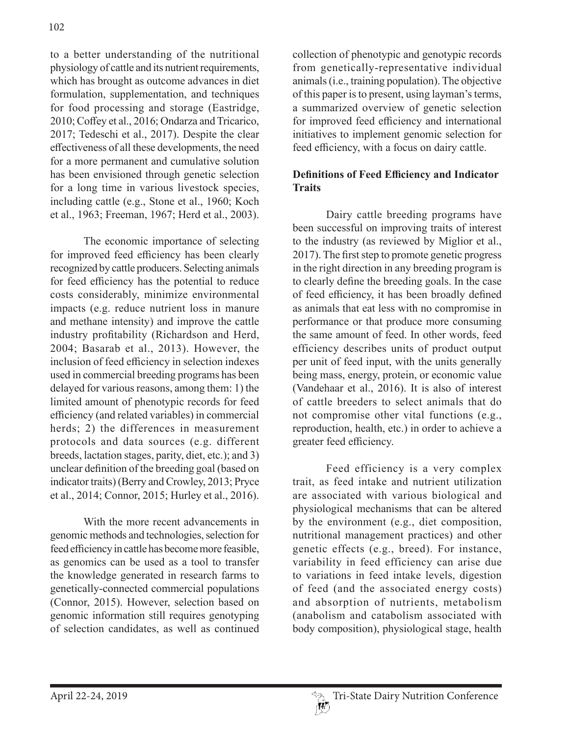to a better understanding of the nutritional physiology of cattle and its nutrient requirements, which has brought as outcome advances in diet formulation, supplementation, and techniques for food processing and storage (Eastridge, 2010; Coffey et al., 2016; Ondarza and Tricarico, 2017; Tedeschi et al., 2017). Despite the clear effectiveness of all these developments, the need for a more permanent and cumulative solution has been envisioned through genetic selection for a long time in various livestock species, including cattle (e.g., Stone et al., 1960; Koch et al., 1963; Freeman, 1967; Herd et al., 2003).

The economic importance of selecting for improved feed efficiency has been clearly recognized by cattle producers. Selecting animals for feed efficiency has the potential to reduce costs considerably, minimize environmental impacts (e.g. reduce nutrient loss in manure and methane intensity) and improve the cattle industry profitability (Richardson and Herd, 2004; Basarab et al., 2013). However, the inclusion of feed efficiency in selection indexes used in commercial breeding programs has been delayed for various reasons, among them: 1) the limited amount of phenotypic records for feed efficiency (and related variables) in commercial herds; 2) the differences in measurement protocols and data sources (e.g. different breeds, lactation stages, parity, diet, etc.); and 3) unclear definition of the breeding goal (based on indicator traits) (Berry and Crowley, 2013; Pryce et al., 2014; Connor, 2015; Hurley et al., 2016).

With the more recent advancements in genomic methods and technologies, selection for feed efficiency in cattle has become more feasible, as genomics can be used as a tool to transfer the knowledge generated in research farms to genetically-connected commercial populations (Connor, 2015). However, selection based on genomic information still requires genotyping of selection candidates, as well as continued collection of phenotypic and genotypic records from genetically-representative individual animals (i.e., training population). The objective of this paper is to present, using layman's terms, a summarized overview of genetic selection for improved feed efficiency and international initiatives to implement genomic selection for feed efficiency, with a focus on dairy cattle.

## Definitions of Feed Efficiency and Indicator Traits

Dairy cattle breeding programs have been successful on improving traits of interest to the industry (as reviewed by Miglior et al., 2017). The first step to promote genetic progress in the right direction in any breeding program is to clearly define the breeding goals. In the case of feed efficiency, it has been broadly defined as animals that eat less with no compromise in performance or that produce more consuming the same amount of feed. In other words, feed efficiency describes units of product output per unit of feed input, with the units generally being mass, energy, protein, or economic value (Vandehaar et al., 2016). It is also of interest of cattle breeders to select animals that do not compromise other vital functions (e.g., reproduction, health, etc.) in order to achieve a greater feed efficiency.

Feed efficiency is a very complex trait, as feed intake and nutrient utilization are associated with various biological and physiological mechanisms that can be altered by the environment (e.g., diet composition, nutritional management practices) and other genetic effects (e.g., breed). For instance, variability in feed efficiency can arise due to variations in feed intake levels, digestion of feed (and the associated energy costs) and absorption of nutrients, metabolism (anabolism and catabolism associated with body composition), physiological stage, health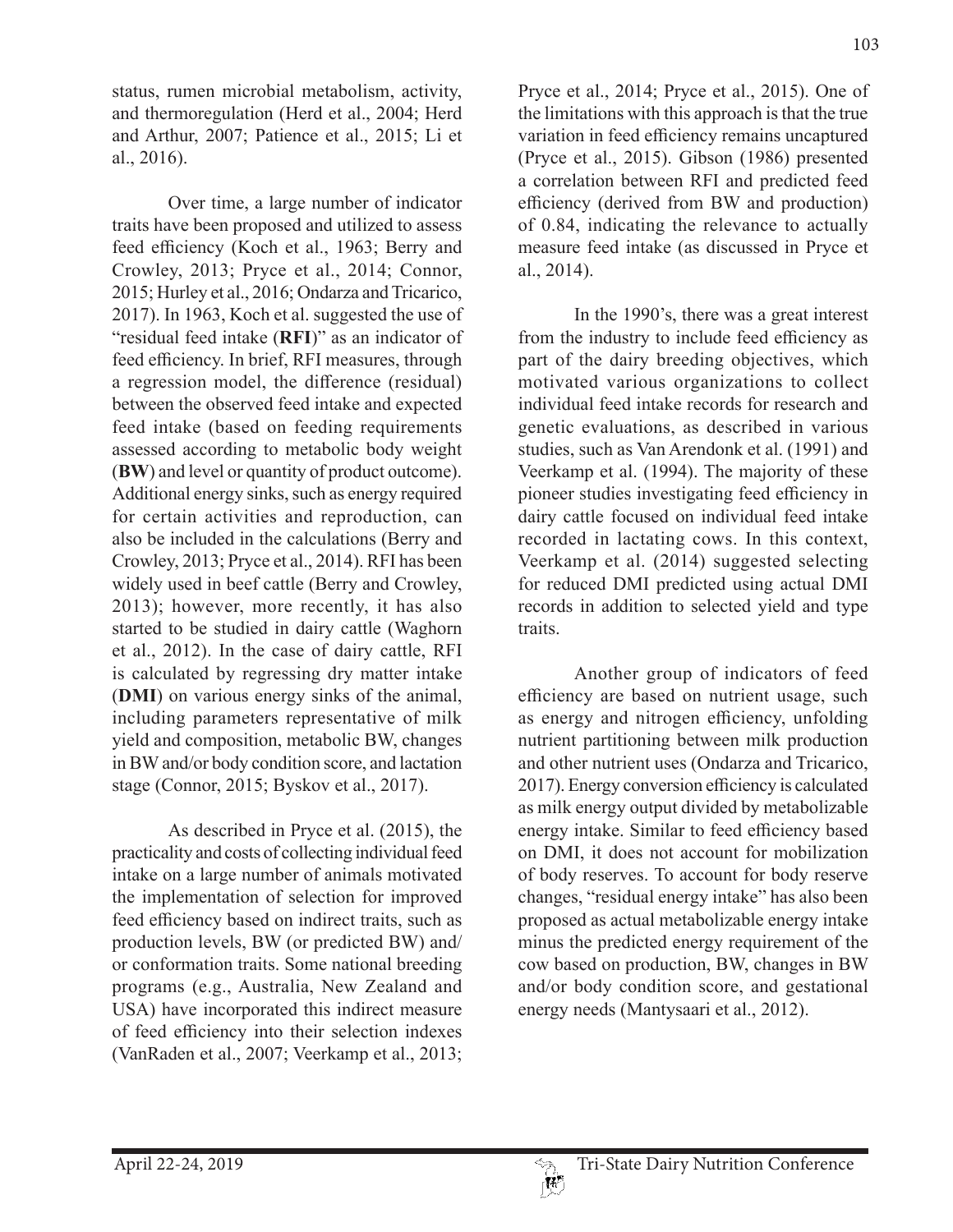status, rumen microbial metabolism, activity, and thermoregulation (Herd et al., 2004; Herd and Arthur, 2007; Patience et al., 2015; Li et al., 2016).

Over time, a large number of indicator traits have been proposed and utilized to assess feed efficiency (Koch et al., 1963; Berry and Crowley, 2013; Pryce et al., 2014; Connor, 2015; Hurley et al., 2016; Ondarza and Tricarico, 2017). In 1963, Koch et al. suggested the use of "residual feed intake (**RFI**)" as an indicator of feed efficiency. In brief, RFI measures, through a regression model, the difference (residual) between the observed feed intake and expected feed intake (based on feeding requirements assessed according to metabolic body weight (**BW**) and level or quantity of product outcome). Additional energy sinks, such as energy required for certain activities and reproduction, can also be included in the calculations (Berry and Crowley, 2013; Pryce et al., 2014). RFI has been widely used in beef cattle (Berry and Crowley, 2013); however, more recently, it has also started to be studied in dairy cattle (Waghorn et al., 2012). In the case of dairy cattle, RFI is calculated by regressing dry matter intake (**DMI**) on various energy sinks of the animal, including parameters representative of milk yield and composition, metabolic BW, changes in BW and/or body condition score, and lactation stage (Connor, 2015; Byskov et al., 2017).

As described in Pryce et al. (2015), the practicality and costs of collecting individual feed intake on a large number of animals motivated the implementation of selection for improved feed efficiency based on indirect traits, such as production levels, BW (or predicted BW) and/or conformation traits. Some national breeding programs (e.g., Australia, New Zealand and USA) have incorporated this indirect measure of feed efficiency into their selection indexes (VanRaden et al., 2007; Veerkamp et al., 2013; Pryce et al., 2014; Pryce et al., 2015). One of the limitations with this approach is that the true variation in feed efficiency remains uncaptured (Pryce et al., 2015). Gibson (1986) presented a correlation between RFI and predicted feed efficiency (derived from BW and production) of 0.84, indicating the relevance to actually measure feed intake (as discussed in Pryce et al., 2014).

In the 1990's, there was a great interest from the industry to include feed efficiency as part of the dairy breeding objectives, which motivated various organizations to collect individual feed intake records for research and genetic evaluations, as described in various studies, such as Van Arendonk et al. (1991) and Veerkamp et al. (1994). The majority of these pioneer studies investigating feed efficiency in dairy cattle focused on individual feed intake recorded in lactating cows. In this context, Veerkamp et al. (2014) suggested selecting for reduced DMI predicted using actual DMI records in addition to selected yield and type traits.

Another group of indicators of feed efficiency are based on nutrient usage, such as energy and nitrogen efficiency, unfolding nutrient partitioning between milk production and other nutrient uses (Ondarza and Tricarico, 2017). Energy conversion efficiency is calculated as milk energy output divided by metabolizable energy intake. Similar to feed efficiency based on DMI, it does not account for mobilization of body reserves. To account for body reserve changes, "residual energy intake" has also been proposed as actual metabolizable energy intake minus the predicted energy requirement of the cow based on production, BW, changes in BW and/or body condition score, and gestational energy needs (Mantysaari et al., 2012).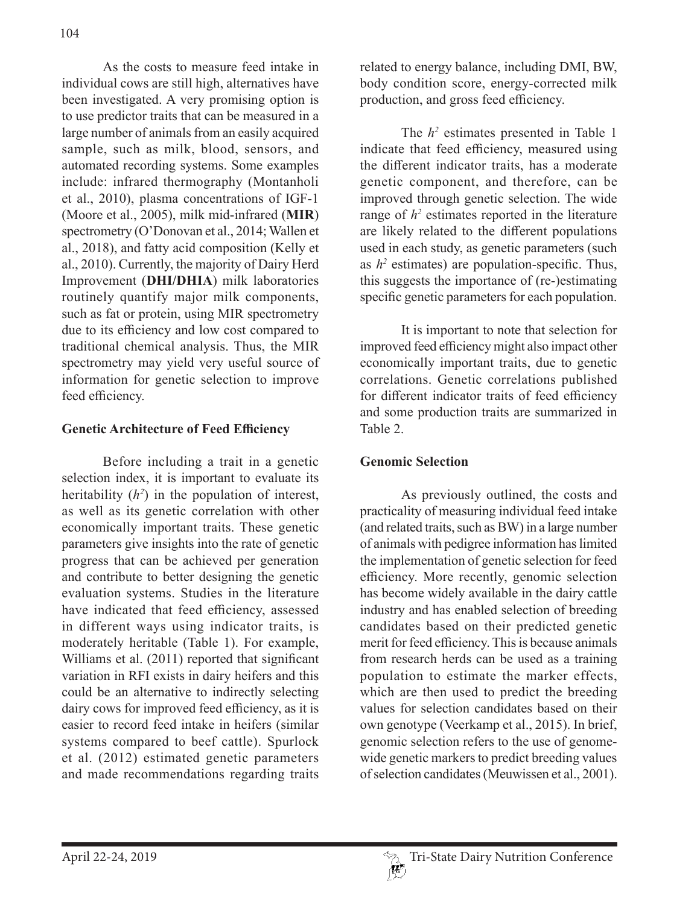As the costs to measure feed intake in individual cows are still high, alternatives have been investigated. A very promising option is to use predictor traits that can be measured in a large number of animals from an easily acquired sample, such as milk, blood, sensors, and automated recording systems. Some examples include: infrared thermography (Montanholi et al., 2010), plasma concentrations of IGF-1 (Moore et al., 2005), milk mid-infrared (**MIR**) spectrometry (O'Donovan et al., 2014; Wallen et al., 2018), and fatty acid composition (Kelly et al., 2010). Currently, the majority of Dairy Herd Improvement (**DHI/DHIA**) milk laboratories routinely quantify major milk components, such as fat or protein, using MIR spectrometry due to its efficiency and low cost compared to traditional chemical analysis. Thus, the MIR spectrometry may yield very useful source of information for genetic selection to improve feed efficiency.

## Genetic Architecture of Feed Efficiency

Before including a trait in a genetic selection index, it is important to evaluate its heritability ($h^2$) in the population of interest, as well as its genetic correlation with other economically important traits. These genetic parameters give insights into the rate of genetic progress that can be achieved per generation and contribute to better designing the genetic evaluation systems. Studies in the literature have indicated that feed efficiency, assessed in different ways using indicator traits, is moderately heritable (Table 1). For example, Williams et al. (2011) reported that significant variation in RFI exists in dairy heifers and this could be an alternative to indirectly selecting dairy cows for improved feed efficiency, as it is easier to record feed intake in heifers (similar systems compared to beef cattle). Spurlock et al. (2012) estimated genetic parameters and made recommendations regarding traits related to energy balance, including DMI, BW, body condition score, energy-corrected milk production, and gross feed efficiency.

The $h^2$ estimates presented in Table 1 indicate that feed efficiency, measured using the different indicator traits, has a moderate genetic component, and therefore, can be improved through genetic selection. The wide range of $h^2$ estimates reported in the literature are likely related to the different populations used in each study, as genetic parameters (such as $h^2$ estimates) are population-specific. Thus, this suggests the importance of (re-)estimating specific genetic parameters for each population.

It is important to note that selection for improved feed efficiency might also impact other economically important traits, due to genetic correlations. Genetic correlations published for different indicator traits of feed efficiency and some production traits are summarized in Table 2.

## Genomic Selection

As previously outlined, the costs and practicality of measuring individual feed intake (and related traits, such as BW) in a large number of animals with pedigree information has limited the implementation of genetic selection for feed efficiency. More recently, genomic selection has become widely available in the dairy cattle industry and has enabled selection of breeding candidates based on their predicted genetic merit for feed efficiency. This is because animals from research herds can be used as a training population to estimate the marker effects, which are then used to predict the breeding values for selection candidates based on their own genotype (Veerkamp et al., 2015). In brief, genomic selection refers to the use of genome-wide genetic markers to predict breeding values of selection candidates (Meuwissen et al., 2001).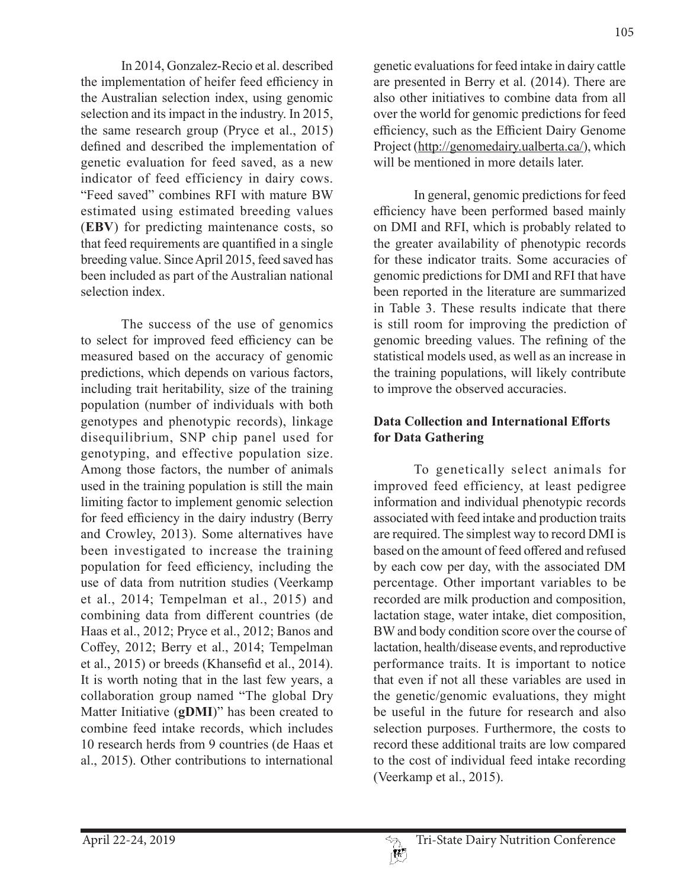In 2014, Gonzalez-Recio et al. described the implementation of heifer feed efficiency in the Australian selection index, using genomic selection and its impact in the industry. In 2015, the same research group (Pryce et al., 2015) defined and described the implementation of genetic evaluation for feed saved, as a new indicator of feed efficiency in dairy cows. "Feed saved" combines RFI with mature BW estimated using estimated breeding values (**EBV**) for predicting maintenance costs, so that feed requirements are quantified in a single breeding value. Since April 2015, feed saved has been included as part of the Australian national selection index.

The success of the use of genomics to select for improved feed efficiency can be measured based on the accuracy of genomic predictions, which depends on various factors, including trait heritability, size of the training population (number of individuals with both genotypes and phenotypic records), linkage disequilibrium, SNP chip panel used for genotyping, and effective population size. Among those factors, the number of animals used in the training population is still the main limiting factor to implement genomic selection for feed efficiency in the dairy industry (Berry and Crowley, 2013). Some alternatives have been investigated to increase the training population for feed efficiency, including the use of data from nutrition studies (Veerkamp et al., 2014; Tempelman et al., 2015) and combining data from different countries (de Haas et al., 2012; Pryce et al., 2012; Banos and Coffey, 2012; Berry et al., 2014; Tempelman et al., 2015) or breeds (Khansefid et al., 2014). It is worth noting that in the last few years, a collaboration group named "The global Dry Matter Initiative (**gDMI**)" has been created to combine feed intake records, which includes 10 research herds from 9 countries (de Haas et al., 2015). Other contributions to international genetic evaluations for feed intake in dairy cattle are presented in Berry et al. (2014). There are also other initiatives to combine data from all over the world for genomic predictions for feed efficiency, such as the Efficient Dairy Genome Project (http://genomedairy.ualberta.ca/), which will be mentioned in more details later.

In general, genomic predictions for feed efficiency have been performed based mainly on DMI and RFI, which is probably related to the greater availability of phenotypic records for these indicator traits. Some accuracies of genomic predictions for DMI and RFI that have been reported in the literature are summarized in Table 3. These results indicate that there is still room for improving the prediction of genomic breeding values. The refining of the statistical models used, as well as an increase in the training populations, will likely contribute to improve the observed accuracies.

## Data Collection and International Efforts for Data Gathering

To genetically select animals for improved feed efficiency, at least pedigree information and individual phenotypic records associated with feed intake and production traits are required. The simplest way to record DMI is based on the amount of feed offered and refused by each cow per day, with the associated DM percentage. Other important variables to be recorded are milk production and composition, lactation stage, water intake, diet composition, BW and body condition score over the course of lactation, health/disease events, and reproductive performance traits. It is important to notice that even if not all these variables are used in the genetic/genomic evaluations, they might be useful in the future for research and also selection purposes. Furthermore, the costs to record these additional traits are low compared to the cost of individual feed intake recording (Veerkamp et al., 2015).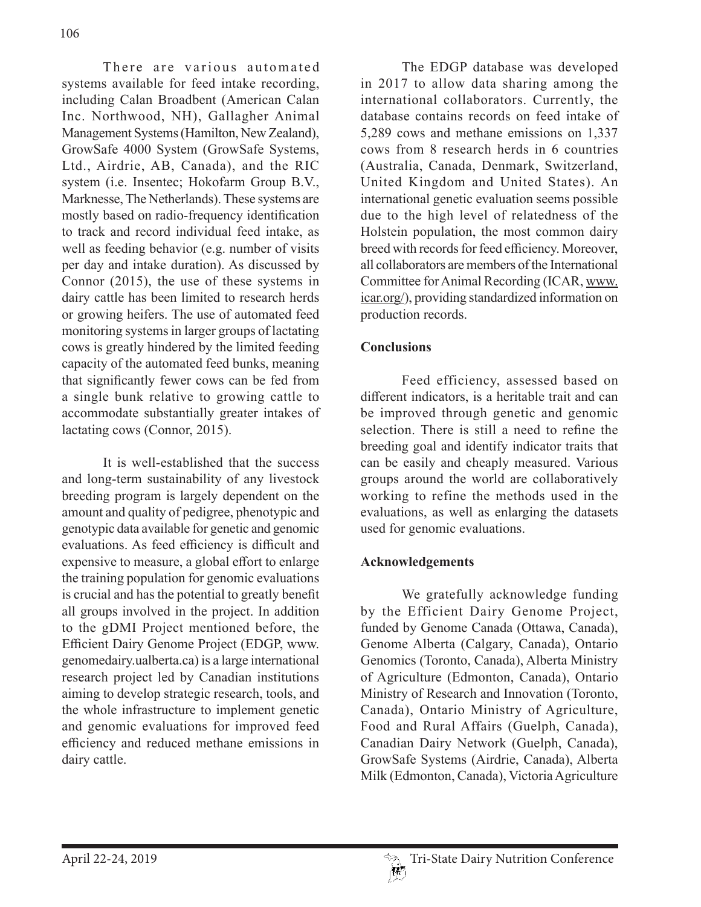There are various automated systems available for feed intake recording, including Calan Broadbent (American Calan Inc. Northwood, NH), Gallagher Animal Management Systems (Hamilton, New Zealand), GrowSafe 4000 System (GrowSafe Systems, Ltd., Airdrie, AB, Canada), and the RIC system (i.e. Insentec; Hokofarm Group B.V., Marknesse, The Netherlands). These systems are mostly based on radio-frequency identification to track and record individual feed intake, as well as feeding behavior (e.g. number of visits per day and intake duration). As discussed by Connor (2015), the use of these systems in dairy cattle has been limited to research herds or growing heifers. The use of automated feed monitoring systems in larger groups of lactating cows is greatly hindered by the limited feeding capacity of the automated feed bunks, meaning that significantly fewer cows can be fed from a single bunk relative to growing cattle to accommodate substantially greater intakes of lactating cows (Connor, 2015).

It is well-established that the success and long-term sustainability of any livestock breeding program is largely dependent on the amount and quality of pedigree, phenotypic and genotypic data available for genetic and genomic evaluations. As feed efficiency is difficult and expensive to measure, a global effort to enlarge the training population for genomic evaluations is crucial and has the potential to greatly benefit all groups involved in the project. In addition to the gDMI Project mentioned before, the Efficient Dairy Genome Project (EDGP, www.genomedairy.ualberta.ca) is a large international research project led by Canadian institutions aiming to develop strategic research, tools, and the whole infrastructure to implement genetic and genomic evaluations for improved feed efficiency and reduced methane emissions in dairy cattle.

The EDGP database was developed in 2017 to allow data sharing among the international collaborators. Currently, the database contains records on feed intake of 5,289 cows and methane emissions on 1,337 cows from 8 research herds in 6 countries (Australia, Canada, Denmark, Switzerland, United Kingdom and United States). An international genetic evaluation seems possible due to the high level of relatedness of the Holstein population, the most common dairy breed with records for feed efficiency. Moreover, all collaborators are members of the International Committee for Animal Recording (ICAR, www.icar.org/), providing standardized information on production records.

## Conclusions

Feed efficiency, assessed based on different indicators, is a heritable trait and can be improved through genetic and genomic selection. There is still a need to refine the breeding goal and identify indicator traits that can be easily and cheaply measured. Various groups around the world are collaboratively working to refine the methods used in the evaluations, as well as enlarging the datasets used for genomic evaluations.

## Acknowledgements

We gratefully acknowledge funding by the Efficient Dairy Genome Project, funded by Genome Canada (Ottawa, Canada), Genome Alberta (Calgary, Canada), Ontario Genomics (Toronto, Canada), Alberta Ministry of Agriculture (Edmonton, Canada), Ontario Ministry of Research and Innovation (Toronto, Canada), Ontario Ministry of Agriculture, Food and Rural Affairs (Guelph, Canada), Canadian Dairy Network (Guelph, Canada), GrowSafe Systems (Airdrie, Canada), Alberta Milk (Edmonton, Canada), Victoria Agriculture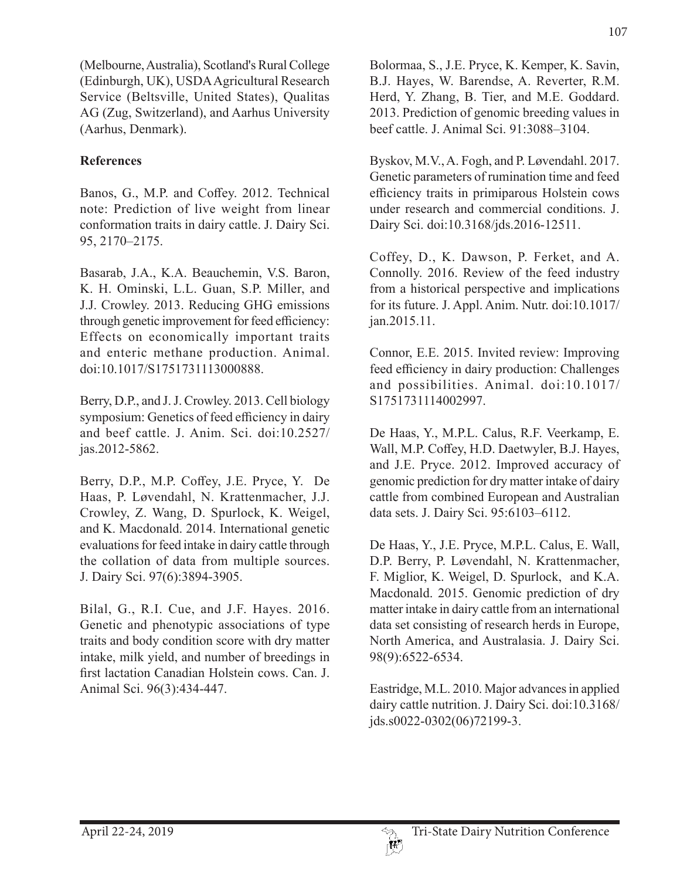(Melbourne, Australia), Scotland's Rural College (Edinburgh, UK), USDA Agricultural Research Service (Beltsville, United States), Qualitas AG (Zug, Switzerland), and Aarhus University (Aarhus, Denmark).

## References

Banos, G., M.P. and Coffey. 2012. Technical note: Prediction of live weight from linear conformation traits in dairy cattle. J. Dairy Sci. 95, 2170–2175.

Basarab, J.A., K.A. Beauchemin, V.S. Baron, K. H. Ominski, L.L. Guan, S.P. Miller, and J.J. Crowley. 2013. Reducing GHG emissions through genetic improvement for feed efficiency: Effects on economically important traits and enteric methane production. Animal. doi:10.1017/S1751731113000888.

Berry, D.P., and J. J. Crowley. 2013. Cell biology symposium: Genetics of feed efficiency in dairy and beef cattle. J. Anim. Sci. doi:10.2527/jas.2012-5862.

Berry, D.P., M.P. Coffey, J.E. Pryce, Y. De Haas, P. Løvendahl, N. Krattenmacher, J.J. Crowley, Z. Wang, D. Spurlock, K. Weigel, and K. Macdonald. 2014. International genetic evaluations for feed intake in dairy cattle through the collation of data from multiple sources. J. Dairy Sci. 97(6):3894-3905.

Bilal, G., R.I. Cue, and J.F. Hayes. 2016. Genetic and phenotypic associations of type traits and body condition score with dry matter intake, milk yield, and number of breedings in first lactation Canadian Holstein cows. Can. J. Animal Sci. 96(3):434-447.

Bolormaa, S., J.E. Pryce, K. Kemper, K. Savin, B.J. Hayes, W. Barendse, A. Reverter, R.M. Herd, Y. Zhang, B. Tier, and M.E. Goddard. 2013. Prediction of genomic breeding values in beef cattle. J. Animal Sci. 91:3088–3104.

Byskov, M.V., A. Fogh, and P. Løvendahl. 2017. Genetic parameters of rumination time and feed efficiency traits in primiparous Holstein cows under research and commercial conditions. J. Dairy Sci. doi:10.3168/jds.2016-12511.

Coffey, D., K. Dawson, P. Ferket, and A. Connolly. 2016. Review of the feed industry from a historical perspective and implications for its future. J. Appl. Anim. Nutr. doi:10.1017/jan.2015.11.

Connor, E.E. 2015. Invited review: Improving feed efficiency in dairy production: Challenges and possibilities. Animal. doi:10.1017/S1751731114002997.

De Haas, Y., M.P.L. Calus, R.F. Veerkamp, E. Wall, M.P. Coffey, H.D. Daetwyler, B.J. Hayes, and J.E. Pryce. 2012. Improved accuracy of genomic prediction for dry matter intake of dairy cattle from combined European and Australian data sets. J. Dairy Sci. 95:6103–6112.

De Haas, Y., J.E. Pryce, M.P.L. Calus, E. Wall, D.P. Berry, P. Løvendahl, N. Krattenmacher, F. Miglior, K. Weigel, D. Spurlock, and K.A. Macdonald. 2015. Genomic prediction of dry matter intake in dairy cattle from an international data set consisting of research herds in Europe, North America, and Australasia. J. Dairy Sci. 98(9):6522-6534.

Eastridge, M.L. 2010. Major advances in applied dairy cattle nutrition. J. Dairy Sci. doi:10.3168/jds.s0022-0302(06)72199-3.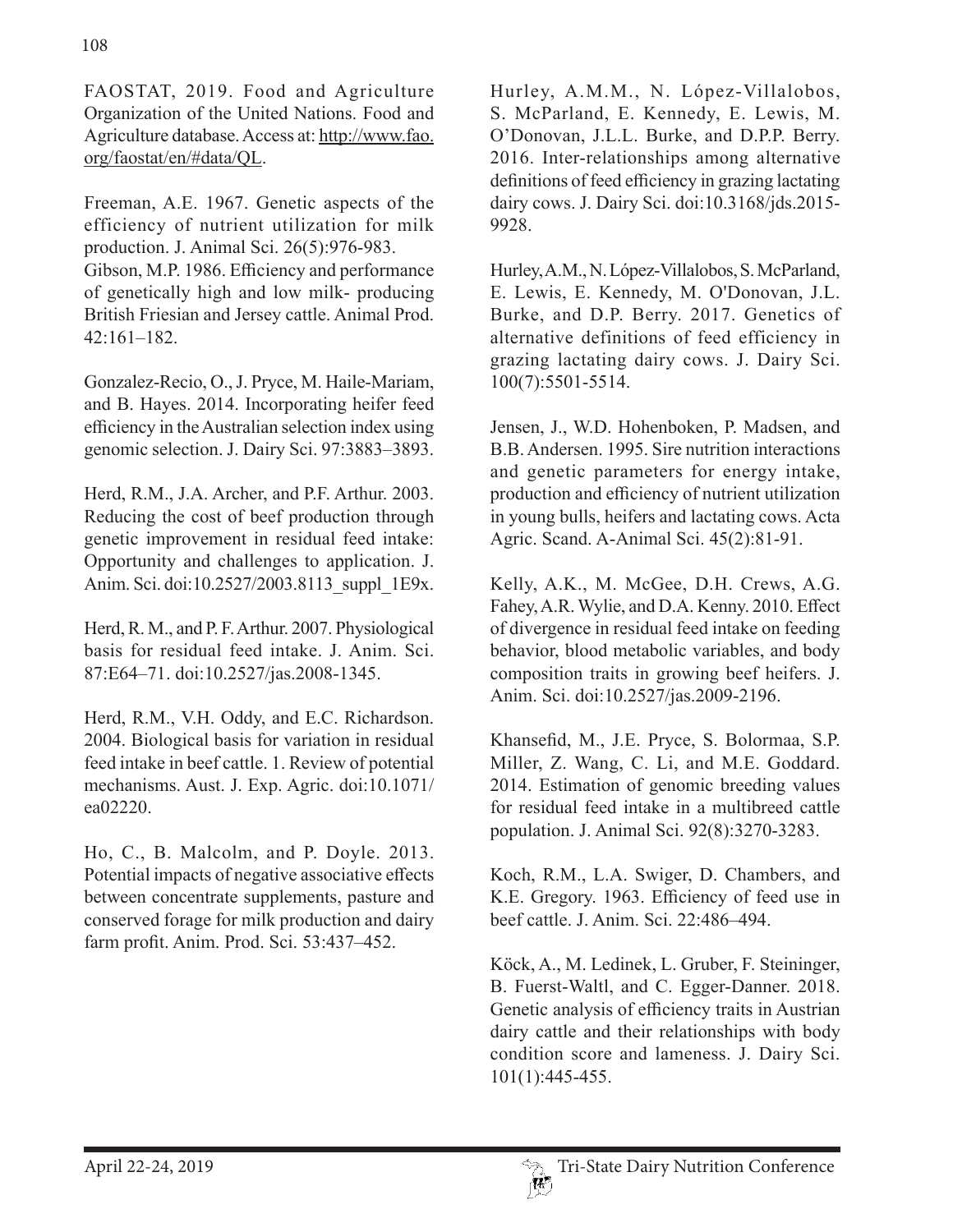FAOSTAT, 2019. Food and Agriculture Organization of the United Nations. Food and Agriculture database. Access at: http://www.fao.org/faostat/en/#data/QL.

Freeman, A.E. 1967. Genetic aspects of the efficiency of nutrient utilization for milk production. J. Animal Sci. 26(5):976-983.

Gibson, M.P. 1986. Efficiency and performance of genetically high and low milk- producing British Friesian and Jersey cattle. Animal Prod. 42:161–182.

Gonzalez-Recio, O., J. Pryce, M. Haile-Mariam, and B. Hayes. 2014. Incorporating heifer feed efficiency in the Australian selection index using genomic selection. J. Dairy Sci. 97:3883–3893.

Herd, R.M., J.A. Archer, and P.F. Arthur. 2003. Reducing the cost of beef production through genetic improvement in residual feed intake: Opportunity and challenges to application. J. Anim. Sci. doi:10.2527/2003.8113_suppl_1E9x.

Herd, R. M., and P. F. Arthur. 2007. Physiological basis for residual feed intake. J. Anim. Sci. 87:E64–71. doi:10.2527/jas.2008-1345.

Herd, R.M., V.H. Oddy, and E.C. Richardson. 2004. Biological basis for variation in residual feed intake in beef cattle. 1. Review of potential mechanisms. Aust. J. Exp. Agric. doi:10.1071/ea02220.

Ho, C., B. Malcolm, and P. Doyle. 2013. Potential impacts of negative associative effects between concentrate supplements, pasture and conserved forage for milk production and dairy farm profit. Anim. Prod. Sci. 53:437–452.

Hurley, A.M.M., N. López-Villalobos, S. McParland, E. Kennedy, E. Lewis, M. O'Donovan, J.L.L. Burke, and D.P.P. Berry. 2016. Inter-relationships among alternative definitions of feed efficiency in grazing lactating dairy cows. J. Dairy Sci. doi:10.3168/jds.2015-9928.

Hurley, A.M., N. López-Villalobos, S. McParland, E. Lewis, E. Kennedy, M. O'Donovan, J.L. Burke, and D.P. Berry. 2017. Genetics of alternative definitions of feed efficiency in grazing lactating dairy cows. J. Dairy Sci. 100(7):5501-5514.

Jensen, J., W.D. Hohenboken, P. Madsen, and B.B. Andersen. 1995. Sire nutrition interactions and genetic parameters for energy intake, production and efficiency of nutrient utilization in young bulls, heifers and lactating cows. Acta Agric. Scand. A-Animal Sci. 45(2):81-91.

Kelly, A.K., M. McGee, D.H. Crews, A.G. Fahey, A.R. Wylie, and D.A. Kenny. 2010. Effect of divergence in residual feed intake on feeding behavior, blood metabolic variables, and body composition traits in growing beef heifers. J. Anim. Sci. doi:10.2527/jas.2009-2196.

Khansefid, M., J.E. Pryce, S. Bolormaa, S.P. Miller, Z. Wang, C. Li, and M.E. Goddard. 2014. Estimation of genomic breeding values for residual feed intake in a multibreed cattle population. J. Animal Sci. 92(8):3270-3283.

Koch, R.M., L.A. Swiger, D. Chambers, and K.E. Gregory. 1963. Efficiency of feed use in beef cattle. J. Anim. Sci. 22:486–494.

Köck, A., M. Ledinek, L. Gruber, F. Steininger, B. Fuerst-Waltl, and C. Egger-Danner. 2018. Genetic analysis of efficiency traits in Austrian dairy cattle and their relationships with body condition score and lameness. J. Dairy Sci. 101(1):445-455.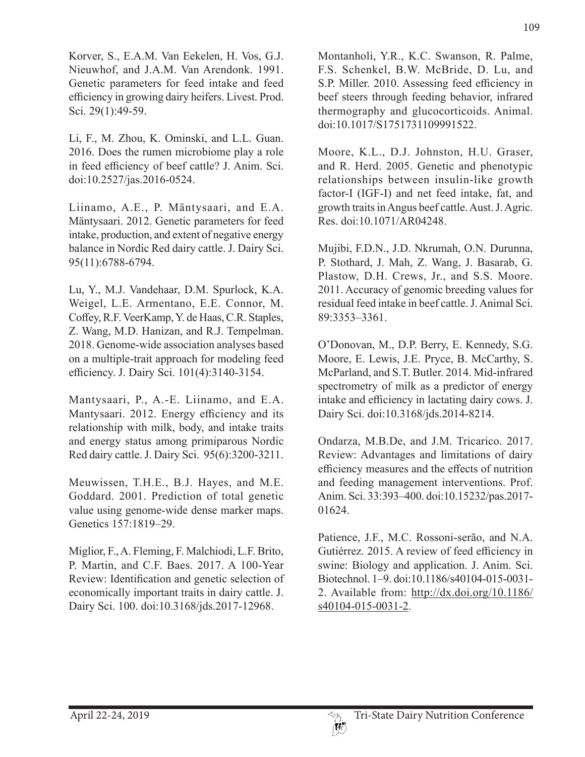Korver, S., E.A.M. Van Eekelen, H. Vos, G.J. Nieuwhof, and J.A.M. Van Arendonk. 1991. Genetic parameters for feed intake and feed efficiency in growing dairy heifers. Livest. Prod. Sci. 29(1):49-59.

Li, F., M. Zhou, K. Ominski, and L.L. Guan. 2016. Does the rumen microbiome play a role in feed efficiency of beef cattle? J. Anim. Sci. doi:10.2527/jas.2016-0524.

Liinamo, A.E., P. Mäntysaari, and E.A. Mäntysaari. 2012. Genetic parameters for feed intake, production, and extent of negative energy balance in Nordic Red dairy cattle. J. Dairy Sci. 95(11):6788-6794.

Lu, Y., M.J. Vandehaar, D.M. Spurlock, K.A. Weigel, L.E. Armentano, E.E. Connor, M. Coffey, R.F. VeerKamp, Y. de Haas, C.R. Staples, Z. Wang, M.D. Hanizan, and R.J. Tempelman. 2018. Genome-wide association analyses based on a multiple-trait approach for modeling feed efficiency. J. Dairy Sci. 101(4):3140-3154.

Mantysaari, P., A.-E. Liinamo, and E.A. Mantysaari. 2012. Energy efficiency and its relationship with milk, body, and intake traits and energy status among primiparous Nordic Red dairy cattle. J. Dairy Sci. 95(6):3200-3211.

Meuwissen, T.H.E., B.J. Hayes, and M.E. Goddard. 2001. Prediction of total genetic value using genome-wide dense marker maps. Genetics 157:1819–29.

Miglior, F., A. Fleming, F. Malchiodi, L.F. Brito, P. Martin, and C.F. Baes. 2017. A 100-Year Review: Identification and genetic selection of economically important traits in dairy cattle. J. Dairy Sci. 100. doi:10.3168/jds.2017-12968.

Montanholi, Y.R., K.C. Swanson, R. Palme, F.S. Schenkel, B.W. McBride, D. Lu, and S.P. Miller. 2010. Assessing feed efficiency in beef steers through feeding behavior, infrared thermography and glucocorticoids. Animal. doi:10.1017/S1751731109991522.

Moore, K.L., D.J. Johnston, H.U. Graser, and R. Herd. 2005. Genetic and phenotypic relationships between insulin-like growth factor-I (IGF-I) and net feed intake, fat, and growth traits in Angus beef cattle. Aust. J. Agric. Res. doi:10.1071/AR04248.

Mujibi, F.D.N., J.D. Nkrumah, O.N. Durunna, P. Stothard, J. Mah, Z. Wang, J. Basarab, G. Plastow, D.H. Crews, Jr., and S.S. Moore. 2011. Accuracy of genomic breeding values for residual feed intake in beef cattle. J. Animal Sci. 89:3353–3361.

O'Donovan, M., D.P. Berry, E. Kennedy, S.G. Moore, E. Lewis, J.E. Pryce, B. McCarthy, S. McParland, and S.T. Butler. 2014. Mid-infrared spectrometry of milk as a predictor of energy intake and efficiency in lactating dairy cows. J. Dairy Sci. doi:10.3168/jds.2014-8214.

Ondarza, M.B.De, and J.M. Tricarico. 2017. Review: Advantages and limitations of dairy efficiency measures and the effects of nutrition and feeding management interventions. Prof. Anim. Sci. 33:393–400. doi:10.15232/pas.2017-01624.

Patience, J.F., M.C. Rossoni-serão, and N.A. Gutiérrez. 2015. A review of feed efficiency in swine: Biology and application. J. Anim. Sci. Biotechnol. 1–9. doi:10.1186/s40104-015-0031-2. Available from: http://dx.doi.org/10.1186/s40104-015-0031-2.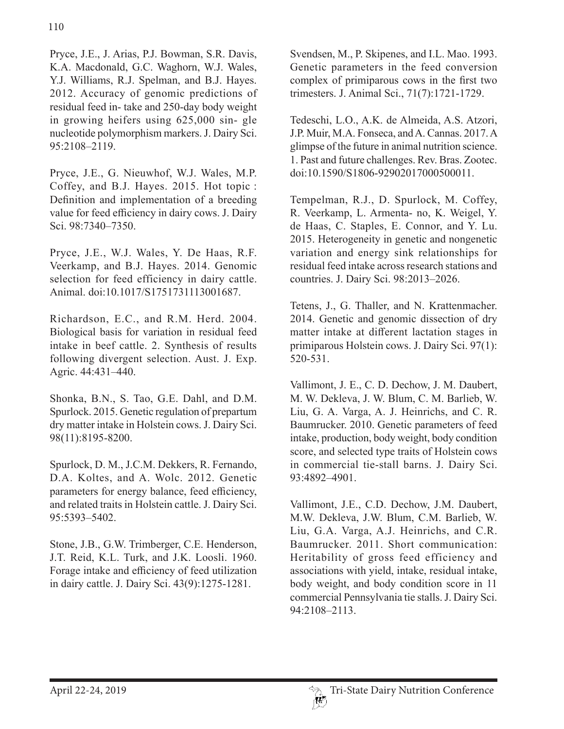Pryce, J.E., J. Arias, P.J. Bowman, S.R. Davis, K.A. Macdonald, G.C. Waghorn, W.J. Wales, Y.J. Williams, R.J. Spelman, and B.J. Hayes. 2012. Accuracy of genomic predictions of residual feed in- take and 250-day body weight in growing heifers using 625,000 sin- gle nucleotide polymorphism markers. J. Dairy Sci. 95:2108–2119.

Pryce, J.E., G. Nieuwhof, W.J. Wales, M.P. Coffey, and B.J. Hayes. 2015. Hot topic : Definition and implementation of a breeding value for feed efficiency in dairy cows. J. Dairy Sci. 98:7340–7350.

Pryce, J.E., W.J. Wales, Y. De Haas, R.F. Veerkamp, and B.J. Hayes. 2014. Genomic selection for feed efficiency in dairy cattle. Animal. doi:10.1017/S1751731113001687.

Richardson, E.C., and R.M. Herd. 2004. Biological basis for variation in residual feed intake in beef cattle. 2. Synthesis of results following divergent selection. Aust. J. Exp. Agric. 44:431–440.

Shonka, B.N., S. Tao, G.E. Dahl, and D.M. Spurlock. 2015. Genetic regulation of prepartum dry matter intake in Holstein cows. J. Dairy Sci. 98(11):8195-8200.

Spurlock, D. M., J.C.M. Dekkers, R. Fernando, D.A. Koltes, and A. Wolc. 2012. Genetic parameters for energy balance, feed efficiency, and related traits in Holstein cattle. J. Dairy Sci. 95:5393–5402.

Stone, J.B., G.W. Trimberger, C.E. Henderson, J.T. Reid, K.L. Turk, and J.K. Loosli. 1960. Forage intake and efficiency of feed utilization in dairy cattle. J. Dairy Sci. 43(9):1275-1281.

Svendsen, M., P. Skipenes, and I.L. Mao. 1993. Genetic parameters in the feed conversion complex of primiparous cows in the first two trimesters. J. Animal Sci., 71(7):1721-1729.

Tedeschi, L.O., A.K. de Almeida, A.S. Atzori, J.P. Muir, M.A. Fonseca, and A. Cannas. 2017. A glimpse of the future in animal nutrition science. 1. Past and future challenges. Rev. Bras. Zootec. doi:10.1590/S1806-92902017000500011.

Tempelman, R.J., D. Spurlock, M. Coffey, R. Veerkamp, L. Armenta- no, K. Weigel, Y. de Haas, C. Staples, E. Connor, and Y. Lu. 2015. Heterogeneity in genetic and nongenetic variation and energy sink relationships for residual feed intake across research stations and countries. J. Dairy Sci. 98:2013–2026.

Tetens, J., G. Thaller, and N. Krattenmacher. 2014. Genetic and genomic dissection of dry matter intake at different lactation stages in primiparous Holstein cows. J. Dairy Sci. 97(1): 520-531.

Vallimont, J. E., C. D. Dechow, J. M. Daubert, M. W. Dekleva, J. W. Blum, C. M. Barlieb, W. Liu, G. A. Varga, A. J. Heinrichs, and C. R. Baumrucker. 2010. Genetic parameters of feed intake, production, body weight, body condition score, and selected type traits of Holstein cows in commercial tie-stall barns. J. Dairy Sci. 93:4892–4901.

Vallimont, J.E., C.D. Dechow, J.M. Daubert, M.W. Dekleva, J.W. Blum, C.M. Barlieb, W. Liu, G.A. Varga, A.J. Heinrichs, and C.R. Baumrucker. 2011. Short communication: Heritability of gross feed efficiency and associations with yield, intake, residual intake, body weight, and body condition score in 11 commercial Pennsylvania tie stalls. J. Dairy Sci. 94:2108–2113.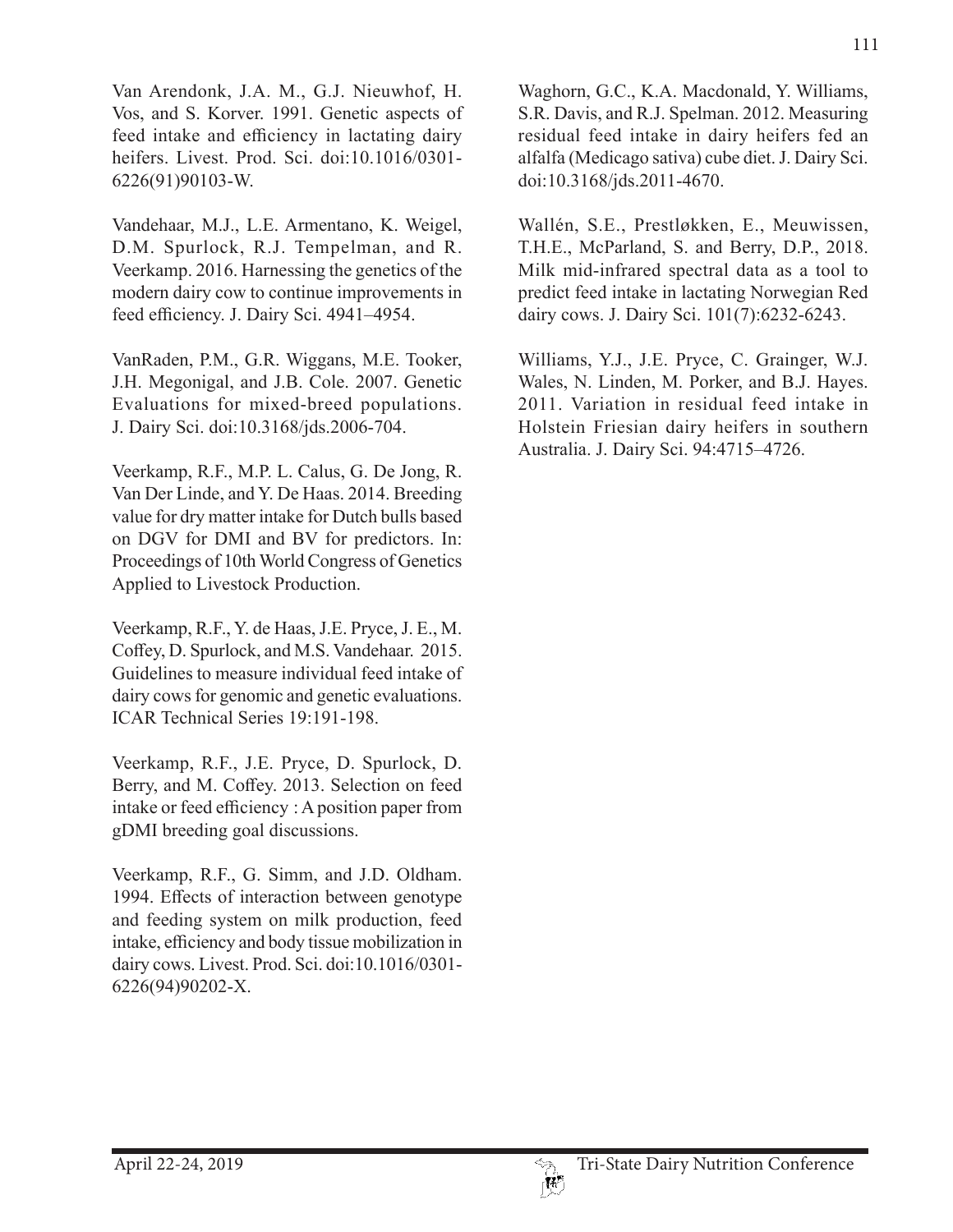Van Arendonk, J.A. M., G.J. Nieuwhof, H. Vos, and S. Korver. 1991. Genetic aspects of feed intake and efficiency in lactating dairy heifers. Livest. Prod. Sci. doi:10.1016/0301-6226(91)90103-W.

Vandehaar, M.J., L.E. Armentano, K. Weigel, D.M. Spurlock, R.J. Tempelman, and R. Veerkamp. 2016. Harnessing the genetics of the modern dairy cow to continue improvements in feed efficiency. J. Dairy Sci. 4941–4954.

VanRaden, P.M., G.R. Wiggans, M.E. Tooker, J.H. Megonigal, and J.B. Cole. 2007. Genetic Evaluations for mixed-breed populations. J. Dairy Sci. doi:10.3168/jds.2006-704.

Veerkamp, R.F., M.P. L. Calus, G. De Jong, R. Van Der Linde, and Y. De Haas. 2014. Breeding value for dry matter intake for Dutch bulls based on DGV for DMI and BV for predictors. In: Proceedings of 10th World Congress of Genetics Applied to Livestock Production.

Veerkamp, R.F., Y. de Haas, J.E. Pryce, J. E., M. Coffey, D. Spurlock, and M.S. Vandehaar. 2015. Guidelines to measure individual feed intake of dairy cows for genomic and genetic evaluations. ICAR Technical Series 19:191-198.

Veerkamp, R.F., J.E. Pryce, D. Spurlock, D. Berry, and M. Coffey. 2013. Selection on feed intake or feed efficiency : A position paper from gDMI breeding goal discussions.

Veerkamp, R.F., G. Simm, and J.D. Oldham. 1994. Effects of interaction between genotype and feeding system on milk production, feed intake, efficiency and body tissue mobilization in dairy cows. Livest. Prod. Sci. doi:10.1016/0301-6226(94)90202-X.

Waghorn, G.C., K.A. Macdonald, Y. Williams, S.R. Davis, and R.J. Spelman. 2012. Measuring residual feed intake in dairy heifers fed an alfalfa (Medicago sativa) cube diet. J. Dairy Sci. doi:10.3168/jds.2011-4670.

Wallén, S.E., Prestløkken, E., Meuwissen, T.H.E., McParland, S. and Berry, D.P., 2018. Milk mid-infrared spectral data as a tool to predict feed intake in lactating Norwegian Red dairy cows. J. Dairy Sci. 101(7):6232-6243.

Williams, Y.J., J.E. Pryce, C. Grainger, W.J. Wales, N. Linden, M. Porker, and B.J. Hayes. 2011. Variation in residual feed intake in Holstein Friesian dairy heifers in southern Australia. J. Dairy Sci. 94:4715–4726.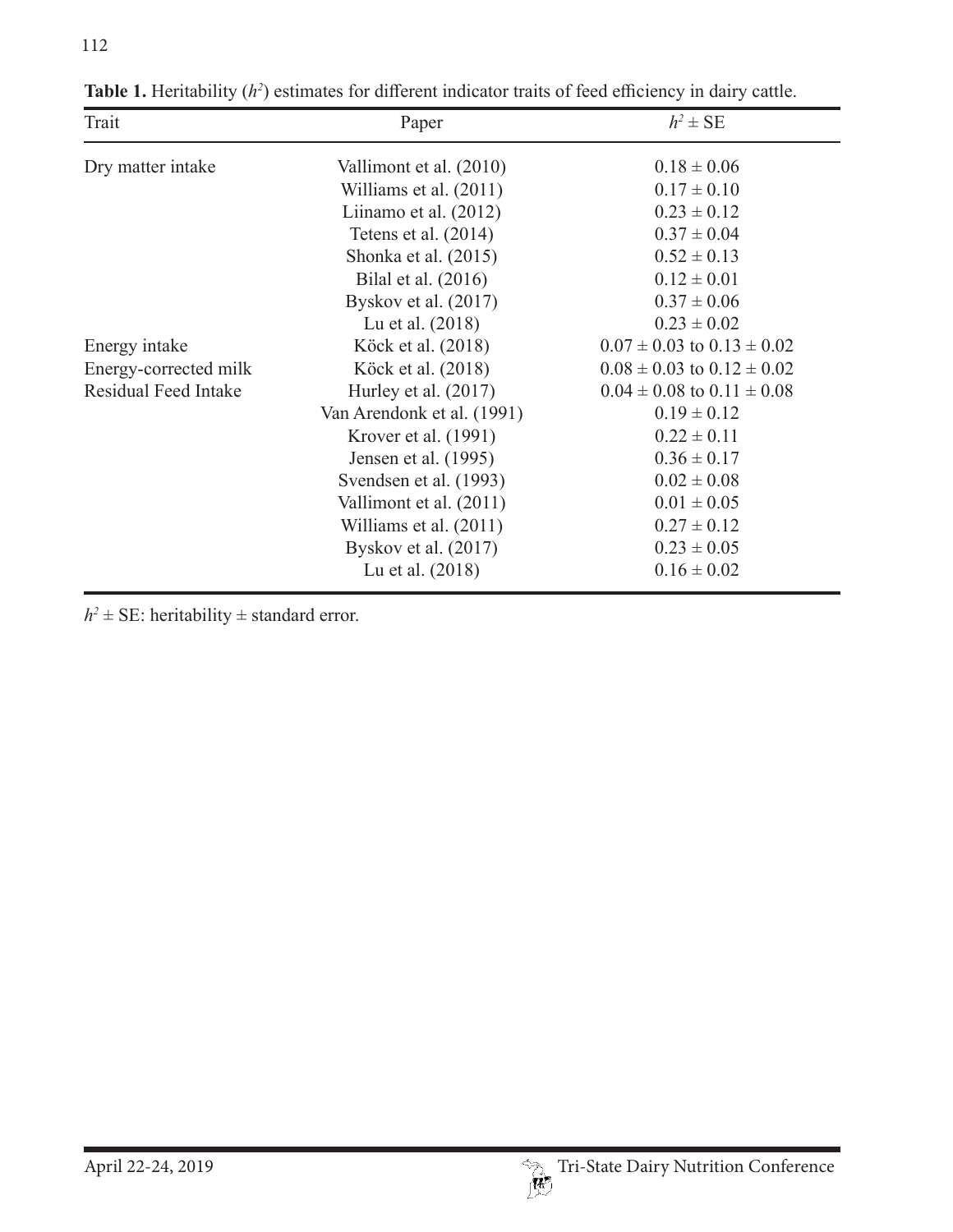**Table 1.** Heritability ($h^2$) estimates for different indicator traits of feed efficiency in dairy cattle.

| Trait | Paper | $h^2 \pm$ SE |
|---|---|---|
| Dry matter intake | Vallimont et al. (2010) | $0.18 \pm 0.06$ |
| | Williams et al. (2011) | $0.17 \pm 0.10$ |
| | Liinamo et al. (2012) | $0.23 \pm 0.12$ |
| | Tetens et al. (2014) | $0.37 \pm 0.04$ |
| | Shonka et al. (2015) | $0.52 \pm 0.13$ |
| | Bilal et al. (2016) | $0.12 \pm 0.01$ |
| | Byskov et al. (2017) | $0.37 \pm 0.06$ |
| | Lu et al. (2018) | $0.23 \pm 0.02$ |
| Energy intake | Köck et al. (2018) | $0.07 \pm 0.03$ to $0.13 \pm 0.02$ |
| Energy-corrected milk | Köck et al. (2018) | $0.08 \pm 0.03$ to $0.12 \pm 0.02$ |
| Residual Feed Intake | Hurley et al. (2017) | $0.04 \pm 0.08$ to $0.11 \pm 0.08$ |
| | Van Arendonk et al. (1991) | $0.19 \pm 0.12$ |
| | Krover et al. (1991) | $0.22 \pm 0.11$ |
| | Jensen et al. (1995) | $0.36 \pm 0.17$ |
| | Svendsen et al. (1993) | $0.02 \pm 0.08$ |
| | Vallimont et al. (2011) | $0.01 \pm 0.05$ |
| | Williams et al. (2011) | $0.27 \pm 0.12$ |
| | Byskov et al. (2017) | $0.23 \pm 0.05$ |
| | Lu et al. (2018) | $0.16 \pm 0.02$ |

$h^2 \pm$ SE: heritability $\pm$ standard error.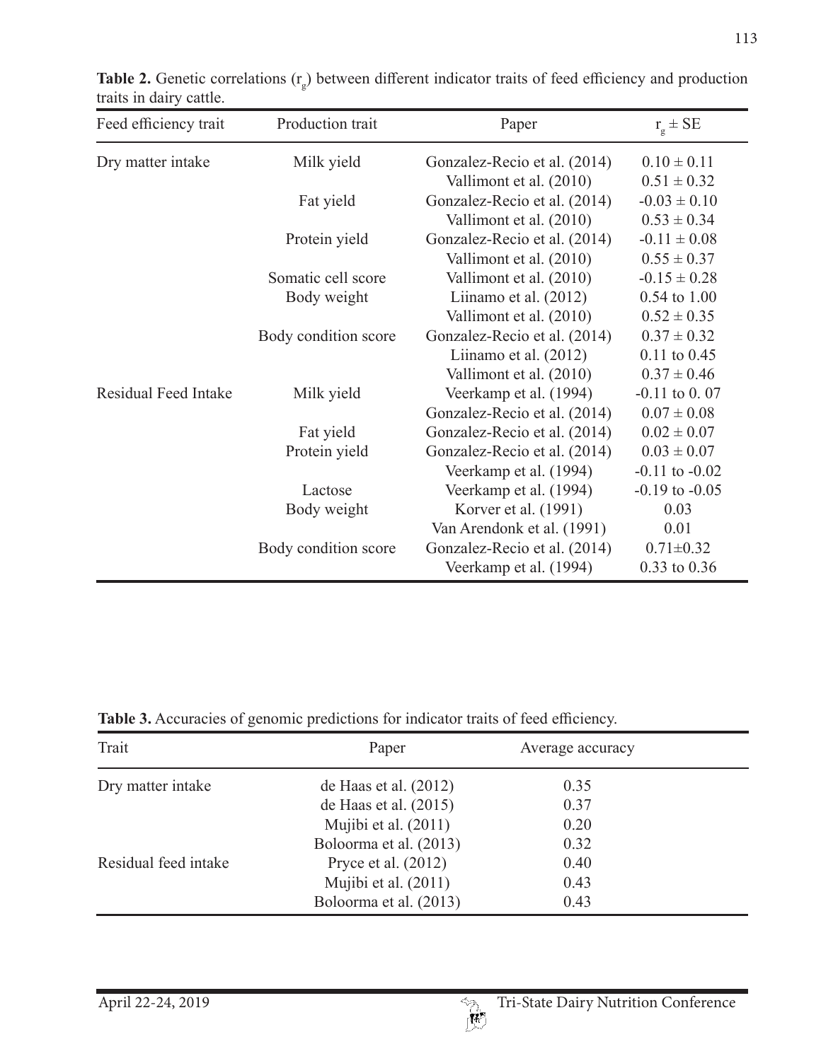**Table 2.** Genetic correlations ($r_g$) between different indicator traits of feed efficiency and production traits in dairy cattle.

| Feed efficiency trait | Production trait | Paper | $r_g \pm$ SE |
|---|---|---|---|
| Dry matter intake | Milk yield | Gonzalez-Recio et al. (2014) | 0.10 ± 0.11 |
| | | Vallimont et al. (2010) | 0.51 ± 0.32 |
| | Fat yield | Gonzalez-Recio et al. (2014) | -0.03 ± 0.10 |
| | | Vallimont et al. (2010) | 0.53 ± 0.34 |
| | Protein yield | Gonzalez-Recio et al. (2014) | -0.11 ± 0.08 |
| | | Vallimont et al. (2010) | 0.55 ± 0.37 |
| | Somatic cell score | Vallimont et al. (2010) | -0.15 ± 0.28 |
| | Body weight | Liinamo et al. (2012) | 0.54 to 1.00 |
| | | Vallimont et al. (2010) | 0.52 ± 0.35 |
| | Body condition score | Gonzalez-Recio et al. (2014) | 0.37 ± 0.32 |
| | | Liinamo et al. (2012) | 0.11 to 0.45 |
| | | Vallimont et al. (2010) | 0.37 ± 0.46 |
| Residual Feed Intake | Milk yield | Veerkamp et al. (1994) | -0.11 to 0. 07 |
| | | Gonzalez-Recio et al. (2014) | 0.07 ± 0.08 |
| | Fat yield | Gonzalez-Recio et al. (2014) | 0.02 ± 0.07 |
| | Protein yield | Gonzalez-Recio et al. (2014) | 0.03 ± 0.07 |
| | | Veerkamp et al. (1994) | -0.11 to -0.02 |
| | Lactose | Veerkamp et al. (1994) | -0.19 to -0.05 |
| | Body weight | Korver et al. (1991) | 0.03 |
| | | Van Arendonk et al. (1991) | 0.01 |
| | Body condition score | Gonzalez-Recio et al. (2014) | 0.71±0.32 |
| | | Veerkamp et al. (1994) | 0.33 to 0.36 |

**Table 3.** Accuracies of genomic predictions for indicator traits of feed efficiency.

| Trait | Paper | Average accuracy |
|---|---|---|
| Dry matter intake | de Haas et al. (2012) | 0.35 |
| | de Haas et al. (2015) | 0.37 |
| | Mujibi et al. (2011) | 0.20 |
| | Boloorma et al. (2013) | 0.32 |
| Residual feed intake | Pryce et al. (2012) | 0.40 |
| | Mujibi et al. (2011) | 0.43 |
| | Boloorma et al. (2013) | 0.43 |